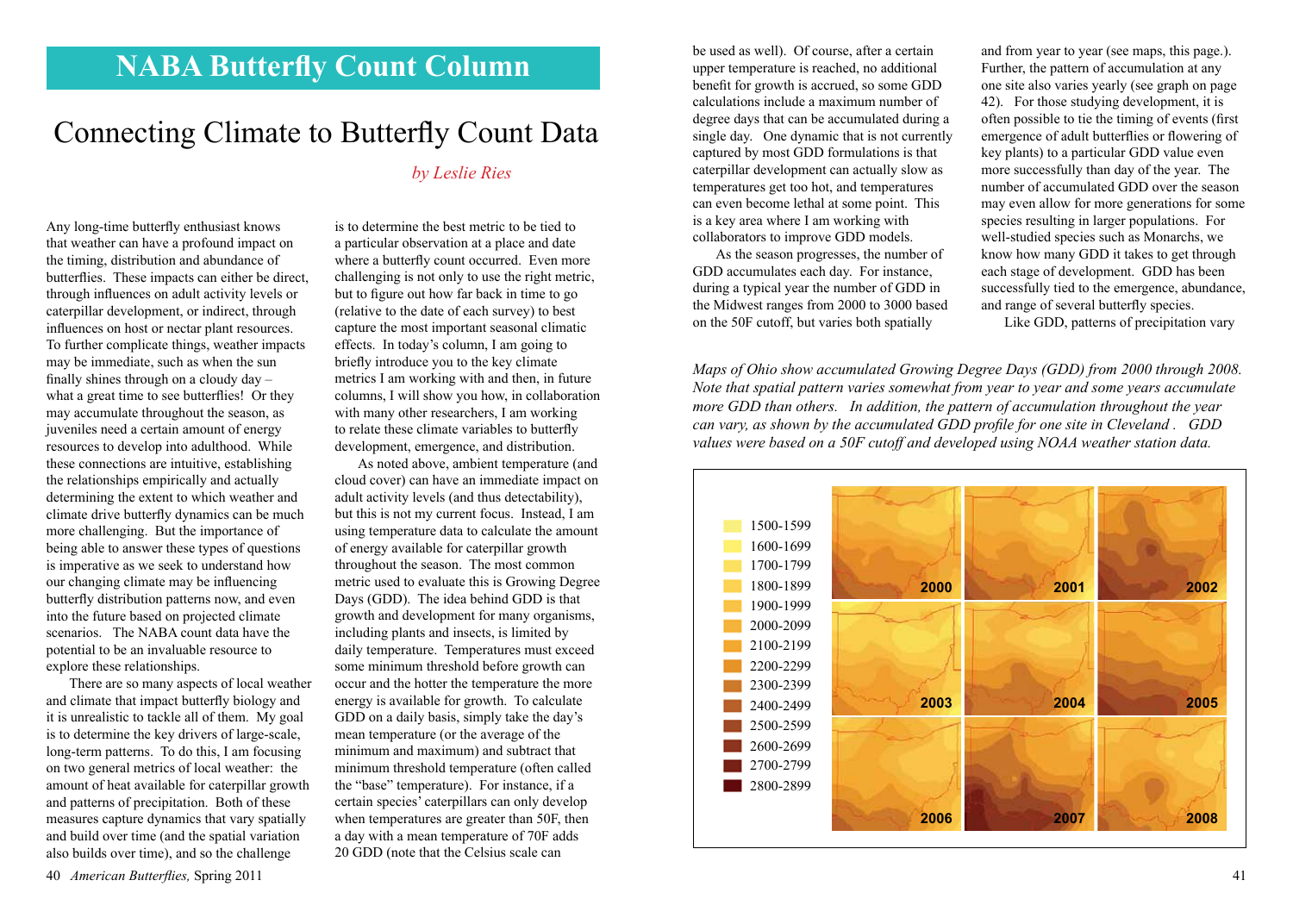## NABA Butterfly Count Column

# Connecting Climate to Butterfly Count Data

*by Leslie Ries*

Any long-time butterfly enthusiast knows that weather can have a profound impact on the timing, distribution and abundance of butterflies. These impacts can either be direct, through influences on adult activity levels or caterpillar development, or indirect, through influences on host or nectar plant resources. To further complicate things, weather impacts may be immediate, such as when the sun finally shines through on a cloudy day – what a great time to see butterflies! Or they may accumulate throughout the season, as juveniles need a certain amount of energy resources to develop into adulthood. While these connections are intuitive, establishing the relationships empirically and actually determining the extent to which weather and climate drive butterfly dynamics can be much more challenging. But the importance of being able to answer these types of questions is imperative as we seek to understand how our changing climate may be influencing butterfly distribution patterns now, and even into the future based on projected climate scenarios. The NABA count data have the potential to be an invaluable resource to explore these relationships.

There are so many aspects of local weather and climate that impact butterfly biology and it is unrealistic to tackle all of them. My goal is to determine the key drivers of large-scale, long-term patterns. To do this, I am focusing on two general metrics of local weather: the amount of heat available for caterpillar growth and patterns of precipitation. Both of these measures capture dynamics that vary spatially and build over time (and the spatial variation also builds over time), and so the challenge is to determine the best metric to be tied to a particular observation at a place and date where a butterfly count occurred. Even more challenging is not only to use the right metric, but to figure out how far back in time to go (relative to the date of each survey) to best capture the most important seasonal climatic effects. In today's column, I am going to briefly introduce you to the key climate metrics I am working with and then, in future columns, I will show you how, in collaboration with many other researchers, I am working to relate these climate variables to butterfly development, emergence, and distribution.

As noted above, ambient temperature (and cloud cover) can have an immediate impact on adult activity levels (and thus detectability), but this is not my current focus. Instead, I am using temperature data to calculate the amount of energy available for caterpillar growth throughout the season. The most common metric used to evaluate this is Growing Degree Days (GDD). The idea behind GDD is that growth and development for many organisms, including plants and insects, is limited by daily temperature. Temperatures must exceed some minimum threshold before growth can occur and the hotter the temperature the more energy is available for growth. To calculate GDD on a daily basis, simply take the day's mean temperature (or the average of the minimum and maximum) and subtract that minimum threshold temperature (often called the "base" temperature). For instance, if a certain species' caterpillars can only develop when temperatures are greater than 50F, then a day with a mean temperature of 70F adds 20 GDD (note that the Celsius scale can be used as well). Of course, after a certain upper temperature is reached, no additional benefit for growth is accrued, so some GDD calculations include a maximum number of degree days that can be accumulated during a single day. One dynamic that is not currently captured by most GDD formulations is that caterpillar development can actually slow as temperatures get too hot, and temperatures can even become lethal at some point. This is a key area where I am working with collaborators to improve GDD models.

As the season progresses, the number of GDD accumulates each day. For instance, during a typical year the number of GDD in the Midwest ranges from 2000 to 3000 based on the 50F cutoff, but varies both spatially and from year to year (see maps, this page.). Further, the pattern of accumulation at any one site also varies yearly (see graph on page 42). For those studying development, it is often possible to tie the timing of events (first emergence of adult butterflies or flowering of key plants) to a particular GDD value even more successfully than day of the year. The number of accumulated GDD over the season may even allow for more generations for some species resulting in larger populations. For well-studied species such as Monarchs, we know how many GDD it takes to get through each stage of development. GDD has been successfully tied to the emergence, abundance, and range of several butterfly species.

Like GDD, patterns of precipitation vary

*Maps of Ohio show accumulated Growing Degree Days (GDD) from 2000 through 2008. Note that spatial pattern varies somewhat from year to year and some years accumulate more GDD than others. In addition, the pattern of accumulation throughout the year can vary, as shown by the accumulated GDD profile for one site in Cleveland . GDD values were based on a 50F cutoff and developed using NOAA weather station data.*

Legend: 1500-1599, 1600-1699, 1700-1799, 1800-1899, 1900-1999, 2000-2099, 2100-2199, 2200-2299, 2300-2399, 2400-2499, 2500-2599, 2600-2699, 2700-2799, 2800-2899

Map panels: 2000, 2001, 2002, 2003, 2004, 2005, 2006, 2007, 2008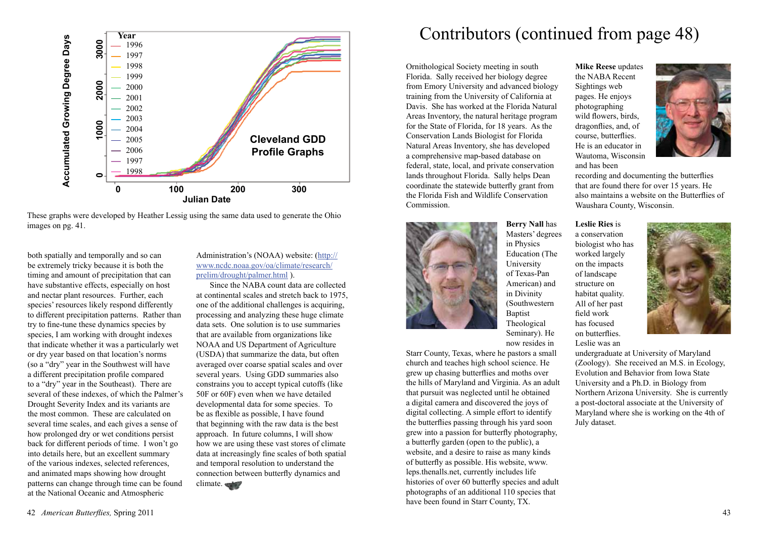Year
1996
1997
1998
1999
2000
2001
2002
2003
2004
2005
2006
1997
1998

Accumulated Growing Degree Days

0
1000
2000
3000

0
100
200
300

Julian Date

**Cleveland GDD Profile Graphs**

These graphs were developed by Heather Lessig using the same data used to generate the Ohio images on pg. 41.

both spatially and temporally and so can be extremely tricky because it is both the timing and amount of precipitation that can have substantive effects, especially on host and nectar plant resources. Further, each species' resources likely respond differently to different precipitation patterns. Rather than try to fine-tune these dynamics species by species, I am working with drought indexes that indicate whether it was a particularly wet or dry year based on that location's norms (so a "dry" year in the Southwest will have a different precipitation profile compared to a "dry" year in the Southeast). There are several of these indexes, of which the Palmer's Drought Severity Index and its variants are the most common. These are calculated on several time scales, and each gives a sense of how prolonged dry or wet conditions persist back for different periods of time. I won't go into details here, but an excellent summary of the various indexes, selected references, and animated maps showing how drought patterns can change through time can be found at the National Oceanic and Atmospheric Administration's (NOAA) website: (http://www.ncdc.noaa.gov/oa/climate/research/prelim/drought/palmer.html ).

Since the NABA count data are collected at continental scales and stretch back to 1975, one of the additional challenges is acquiring, processing and analyzing these huge climate data sets. One solution is to use summaries that are available from organizations like NOAA and US Department of Agriculture (USDA) that summarize the data, but often averaged over coarse spatial scales and over several years. Using GDD summaries also constrains you to accept typical cutoffs (like 50F or 60F) even when we have detailed developmental data for some species. To be as flexible as possible, I have found that beginning with the raw data is the best approach. In future columns, I will show how we are using these vast stores of climate data at increasingly fine scales of both spatial and temporal resolution to understand the connection between butterfly dynamics and climate.

# Contributors (continued from page 48)

Ornithological Society meeting in south Florida. Sally received her biology degree from Emory University and advanced biology training from the University of California at Davis. She has worked at the Florida Natural Areas Inventory, the natural heritage program for the State of Florida, for 18 years. As the Conservation Lands Biologist for Florida Natural Areas Inventory, she has developed a comprehensive map-based database on federal, state, local, and private conservation lands throughout Florida. Sally helps Dean coordinate the statewide butterfly grant from the Florida Fish and Wildlife Conservation Commission.

**Berry Nall** has Masters' degrees in Physics Education (The University of Texas-Pan American) and in Divinity (Southwestern Baptist Theological Seminary). He now resides in Starr County, Texas, where he pastors a small church and teaches high school science. He grew up chasing butterflies and moths over the hills of Maryland and Virginia. As an adult that pursuit was neglected until he obtained a digital camera and discovered the joys of digital collecting. A simple effort to identify the butterflies passing through his yard soon grew into a passion for butterfly photography, a butterfly garden (open to the public), a website, and a desire to raise as many kinds of butterfly as possible. His website, www.leps.thenalls.net, currently includes life histories of over 60 butterfly species and adult photographs of an additional 110 species that have been found in Starr County, TX.

**Mike Reese** updates the NABA Recent Sightings web pages. He enjoys photographing wild flowers, birds, dragonflies, and, of course, butterflies. He is an educator in Wautoma, Wisconsin and has been recording and documenting the butterflies that are found there for over 15 years. He also maintains a website on the Butterflies of Waushara County, Wisconsin.

**Leslie Ries** is a conservation biologist who has worked largely on the impacts of landscape structure on habitat quality. All of her past field work has focused on butterflies. Leslie was an undergraduate at University of Maryland (Zoology). She received an M.S. in Ecology, Evolution and Behavior from Iowa State University and a Ph.D. in Biology from Northern Arizona University. She is currently a post-doctoral associate at the University of Maryland where she is working on the 4th of July dataset.